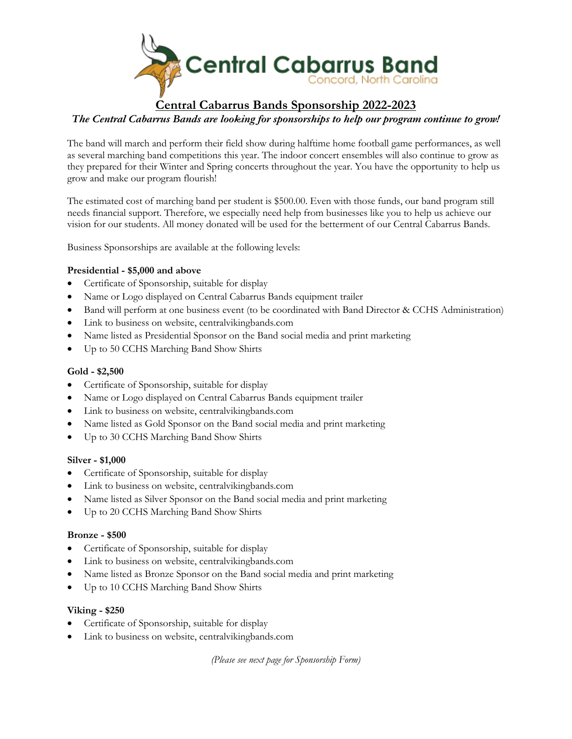# Central Cabarrus Band

Concord, North Carolina

## Central Cabarrus Bands Sponsorship 2022-2023

***The Central Cabarrus Bands are looking for sponsorships to help our program continue to grow!***

The band will march and perform their field show during halftime home football game performances, as well as several marching band competitions this year. The indoor concert ensembles will also continue to grow as they prepared for their Winter and Spring concerts throughout the year. You have the opportunity to help us grow and make our program flourish!

The estimated cost of marching band per student is $500.00. Even with those funds, our band program still needs financial support. Therefore, we especially need help from businesses like you to help us achieve our vision for our students. All money donated will be used for the betterment of our Central Cabarrus Bands.

Business Sponsorships are available at the following levels:

**Presidential - $5,000 and above**

- Certificate of Sponsorship, suitable for display
- Name or Logo displayed on Central Cabarrus Bands equipment trailer
- Band will perform at one business event (to be coordinated with Band Director & CCHS Administration)
- Link to business on website, centralvikingbands.com
- Name listed as Presidential Sponsor on the Band social media and print marketing
- Up to 50 CCHS Marching Band Show Shirts

**Gold - $2,500**

- Certificate of Sponsorship, suitable for display
- Name or Logo displayed on Central Cabarrus Bands equipment trailer
- Link to business on website, centralvikingbands.com
- Name listed as Gold Sponsor on the Band social media and print marketing
- Up to 30 CCHS Marching Band Show Shirts

**Silver - $1,000**

- Certificate of Sponsorship, suitable for display
- Link to business on website, centralvikingbands.com
- Name listed as Silver Sponsor on the Band social media and print marketing
- Up to 20 CCHS Marching Band Show Shirts

**Bronze - $500**

- Certificate of Sponsorship, suitable for display
- Link to business on website, centralvikingbands.com
- Name listed as Bronze Sponsor on the Band social media and print marketing
- Up to 10 CCHS Marching Band Show Shirts

**Viking - $250**

- Certificate of Sponsorship, suitable for display
- Link to business on website, centralvikingbands.com

*(Please see next page for Sponsorship Form)*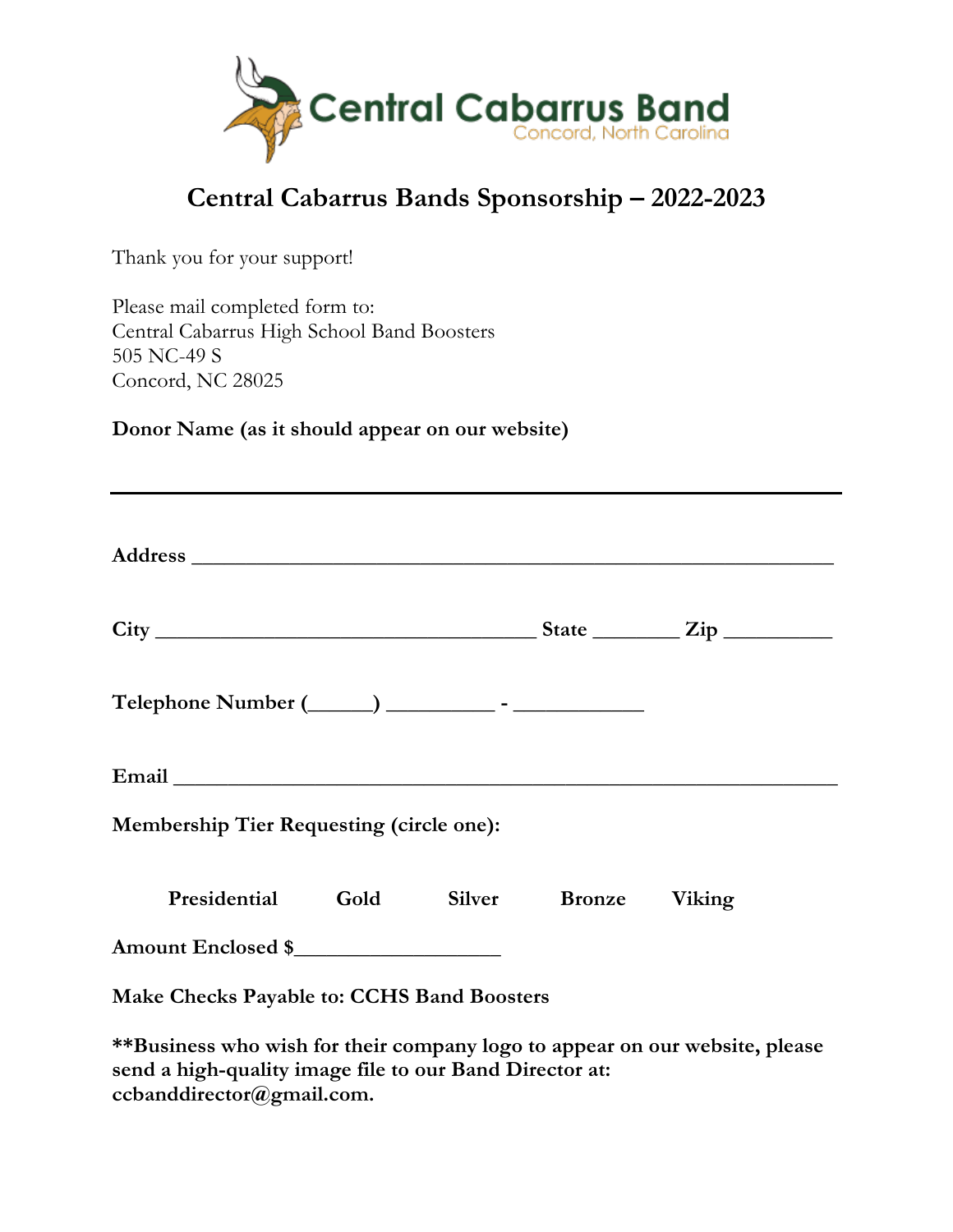Central Cabarrus Band
Concord, North Carolina

## Central Cabarrus Bands Sponsorship – 2022-2023

Thank you for your support!

Please mail completed form to:
Central Cabarrus High School Band Boosters
505 NC-49 S
Concord, NC 28025

**Donor Name (as it should appear on our website)**

______________________________________________________________

**Address** ______________________________________________________________

**City** ___________________________________ **State** ________ **Zip** __________

**Telephone Number (______) __________ - ____________**

**Email** ______________________________________________________________

**Membership Tier Requesting (circle one):**

**Presidential  Gold  Silver  Bronze  Viking**

**Amount Enclosed $___________________**

**Make Checks Payable to: CCHS Band Boosters**

**\*\*Business who wish for their company logo to appear on our website, please send a high-quality image file to our Band Director at: ccbanddirector@gmail.com.**